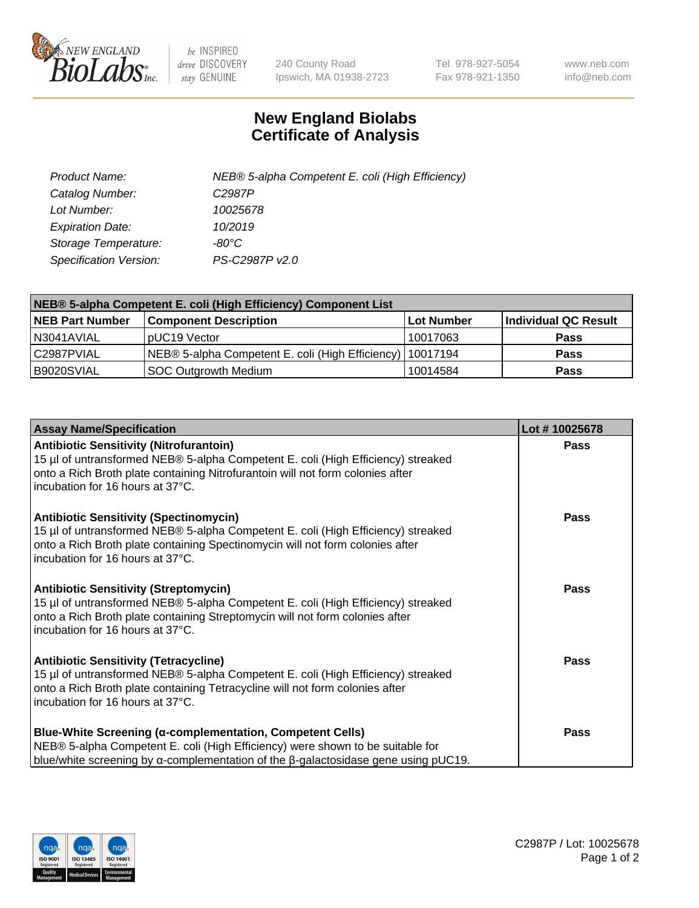# New England Biolabs
# Certificate of Analysis

| | |
|---|---|
| *Product Name:* | *NEB® 5-alpha Competent E. coli (High Efficiency)* |
| *Catalog Number:* | *C2987P* |
| *Lot Number:* | *10025678* |
| *Expiration Date:* | *10/2019* |
| *Storage Temperature:* | *-80°C* |
| *Specification Version:* | *PS-C2987P v2.0* |

| **NEB® 5-alpha Competent E. coli (High Efficiency) Component List** | | | |
|---|---|---|---|
| **NEB Part Number** | **Component Description** | **Lot Number** | **Individual QC Result** |
| N3041AVIAL | pUC19 Vector | 10017063 | **Pass** |
| C2987PVIAL | NEB® 5-alpha Competent E. coli (High Efficiency) | 10017194 | **Pass** |
| B9020SVIAL | SOC Outgrowth Medium | 10014584 | **Pass** |

| **Assay Name/Specification** | **Lot # 10025678** |
|---|---|
| **Antibiotic Sensitivity (Nitrofurantoin)**<br>15 µl of untransformed NEB® 5-alpha Competent E. coli (High Efficiency) streaked onto a Rich Broth plate containing Nitrofurantoin will not form colonies after incubation for 16 hours at 37°C. | **Pass** |
| **Antibiotic Sensitivity (Spectinomycin)**<br>15 µl of untransformed NEB® 5-alpha Competent E. coli (High Efficiency) streaked onto a Rich Broth plate containing Spectinomycin will not form colonies after incubation for 16 hours at 37°C. | **Pass** |
| **Antibiotic Sensitivity (Streptomycin)**<br>15 µl of untransformed NEB® 5-alpha Competent E. coli (High Efficiency) streaked onto a Rich Broth plate containing Streptomycin will not form colonies after incubation for 16 hours at 37°C. | **Pass** |
| **Antibiotic Sensitivity (Tetracycline)**<br>15 µl of untransformed NEB® 5-alpha Competent E. coli (High Efficiency) streaked onto a Rich Broth plate containing Tetracycline will not form colonies after incubation for 16 hours at 37°C. | **Pass** |
| **Blue-White Screening (α-complementation, Competent Cells)**<br>NEB® 5-alpha Competent E. coli (High Efficiency) were shown to be suitable for blue/white screening by α-complementation of the β-galactosidase gene using pUC19. | **Pass** |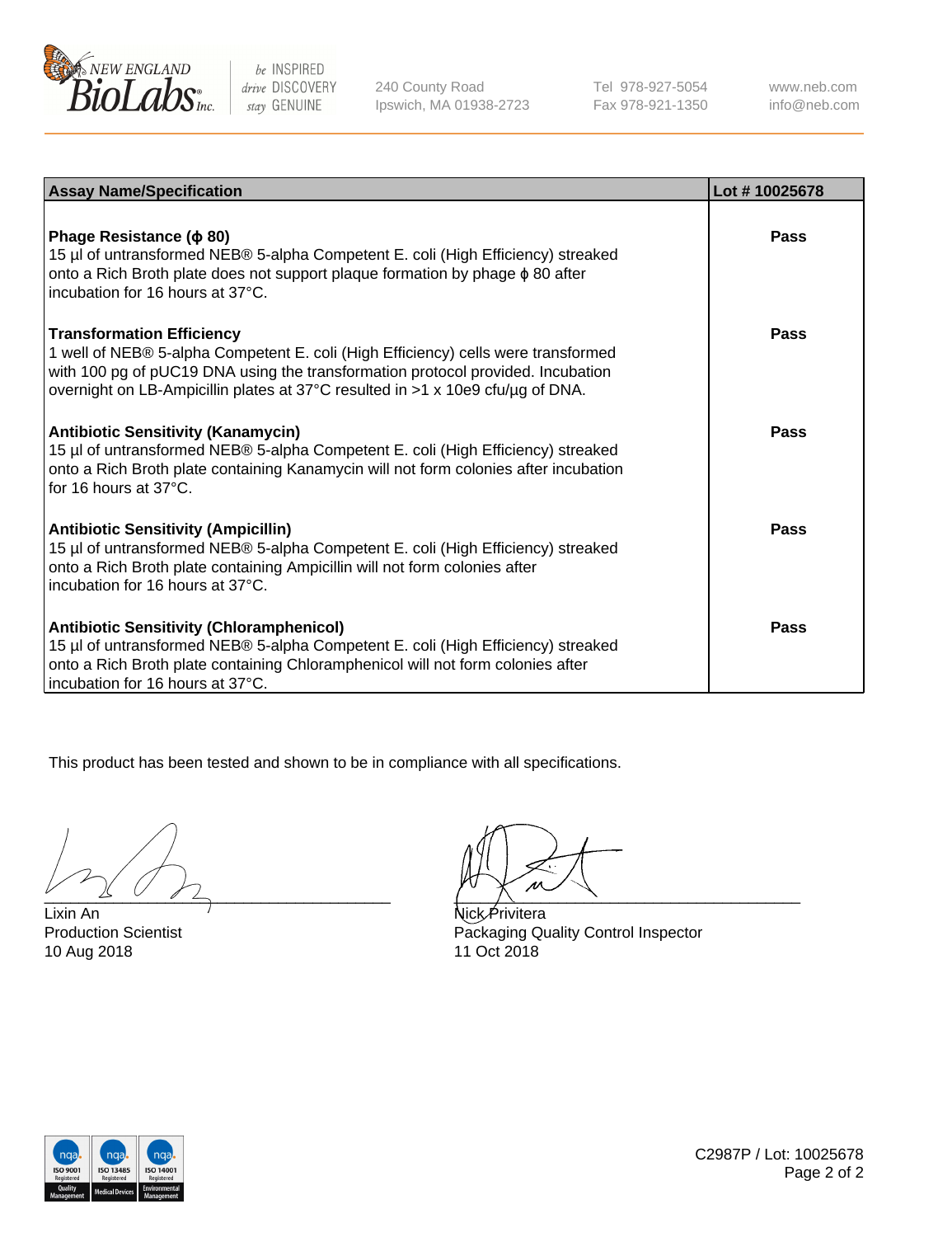| Assay Name/Specification | Lot # 10025678 |
| --- | --- |
| **Phage Resistance (ϕ 80)**<br>15 µl of untransformed NEB® 5-alpha Competent E. coli (High Efficiency) streaked onto a Rich Broth plate does not support plaque formation by phage ϕ 80 after incubation for 16 hours at 37°C. | **Pass** |
| **Transformation Efficiency**<br>1 well of NEB® 5-alpha Competent E. coli (High Efficiency) cells were transformed with 100 pg of pUC19 DNA using the transformation protocol provided. Incubation overnight on LB-Ampicillin plates at 37°C resulted in >1 x 10e9 cfu/µg of DNA. | **Pass** |
| **Antibiotic Sensitivity (Kanamycin)**<br>15 µl of untransformed NEB® 5-alpha Competent E. coli (High Efficiency) streaked onto a Rich Broth plate containing Kanamycin will not form colonies after incubation for 16 hours at 37°C. | **Pass** |
| **Antibiotic Sensitivity (Ampicillin)**<br>15 µl of untransformed NEB® 5-alpha Competent E. coli (High Efficiency) streaked onto a Rich Broth plate containing Ampicillin will not form colonies after incubation for 16 hours at 37°C. | **Pass** |
| **Antibiotic Sensitivity (Chloramphenicol)**<br>15 µl of untransformed NEB® 5-alpha Competent E. coli (High Efficiency) streaked onto a Rich Broth plate containing Chloramphenicol will not form colonies after incubation for 16 hours at 37°C. | **Pass** |

This product has been tested and shown to be in compliance with all specifications.

Lixin An
Production Scientist
10 Aug 2018

Nick Privitera
Packaging Quality Control Inspector
11 Oct 2018

C2987P / Lot: 10025678